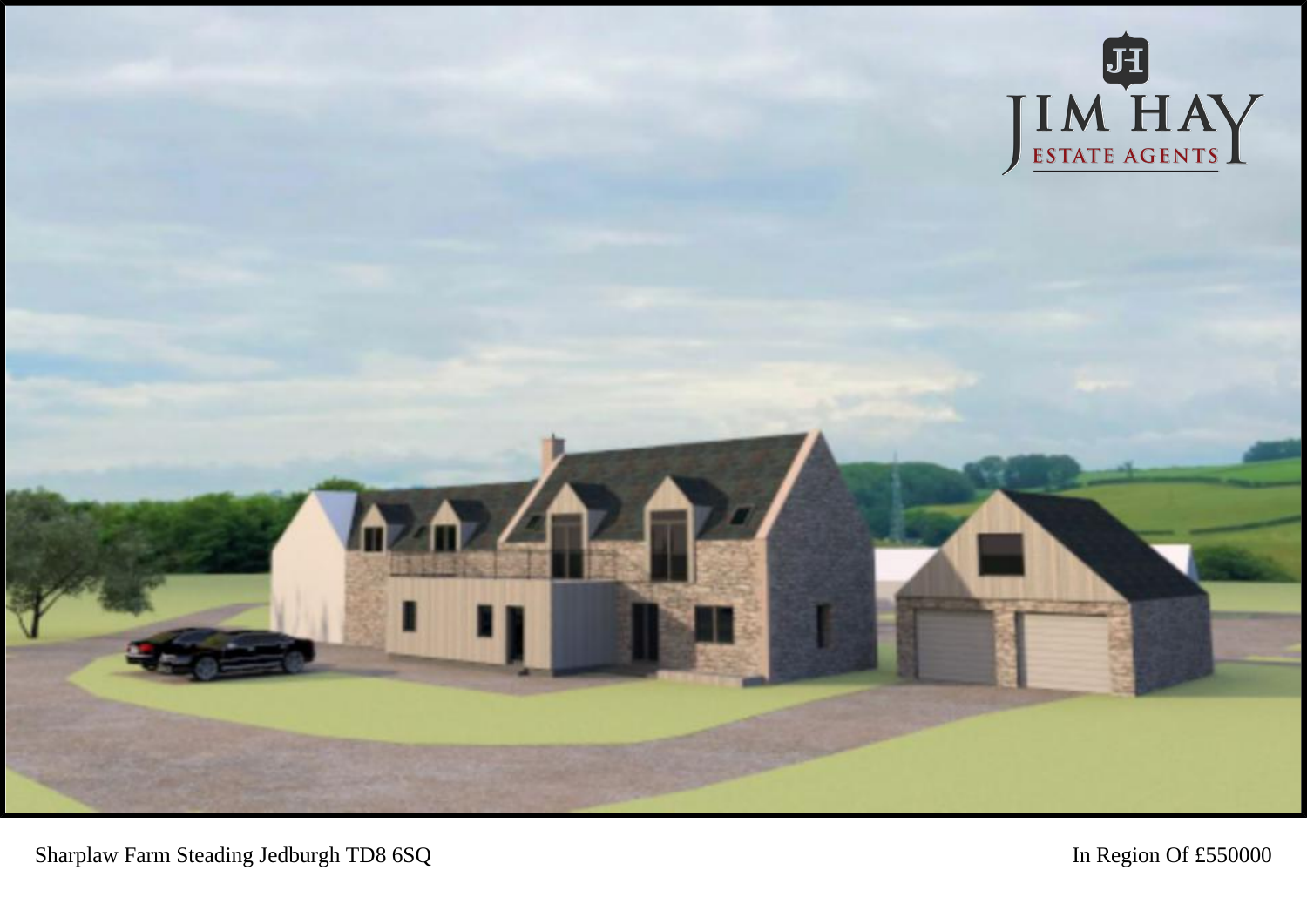Sharplaw Farm Steading Jedburgh TD8 6SQ

In Region Of £550000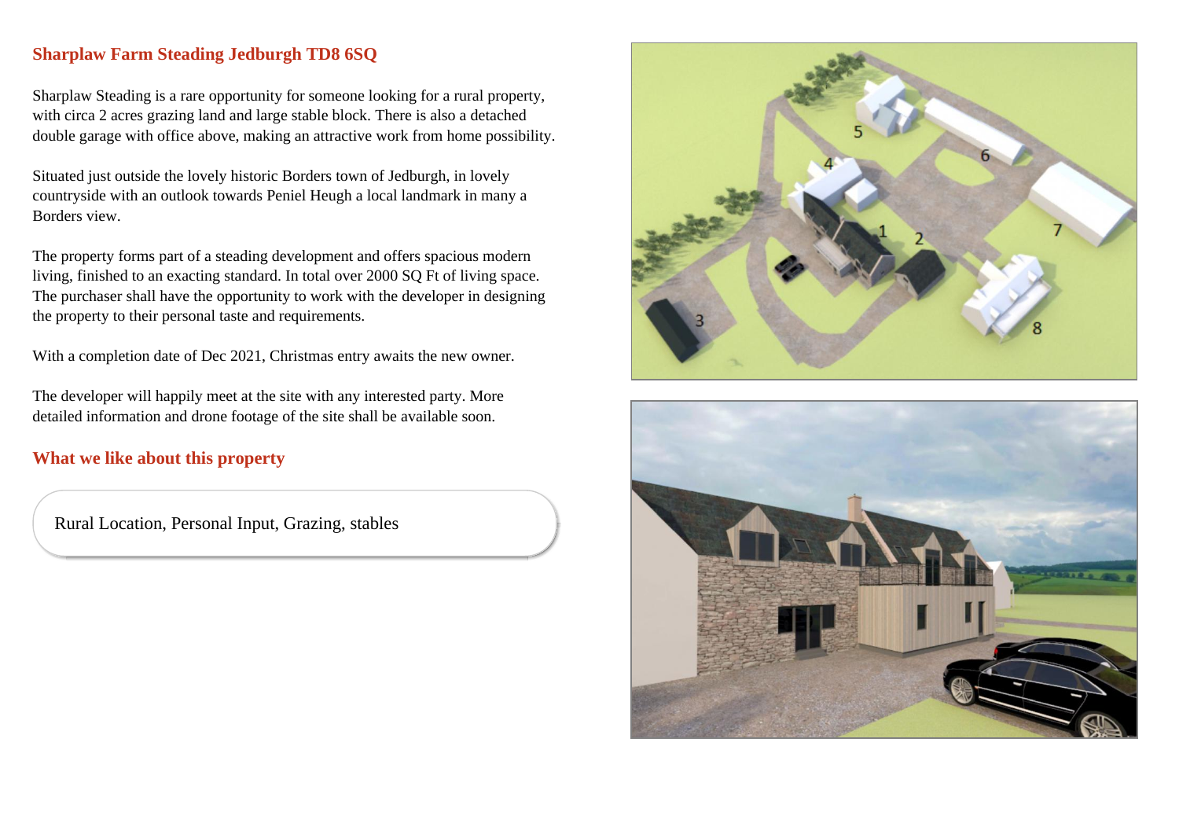## Sharplaw Farm Steading Jedburgh TD8 6SQ

Sharplaw Steading is a rare opportunity for someone looking for a rural property, with circa 2 acres grazing land and large stable block. There is also a detached double garage with office above, making an attractive work from home possibility.

Situated just outside the lovely historic Borders town of Jedburgh, in lovely countryside with an outlook towards Peniel Heugh a local landmark in many a Borders view.

The property forms part of a steading development and offers spacious modern living, finished to an exacting standard. In total over 2000 SQ Ft of living space. The purchaser shall have the opportunity to work with the developer in designing the property to their personal taste and requirements.

With a completion date of Dec 2021, Christmas entry awaits the new owner.

The developer will happily meet at the site with any interested party. More detailed information and drone footage of the site shall be available soon.

## What we like about this property

Rural Location, Personal Input, Grazing, stables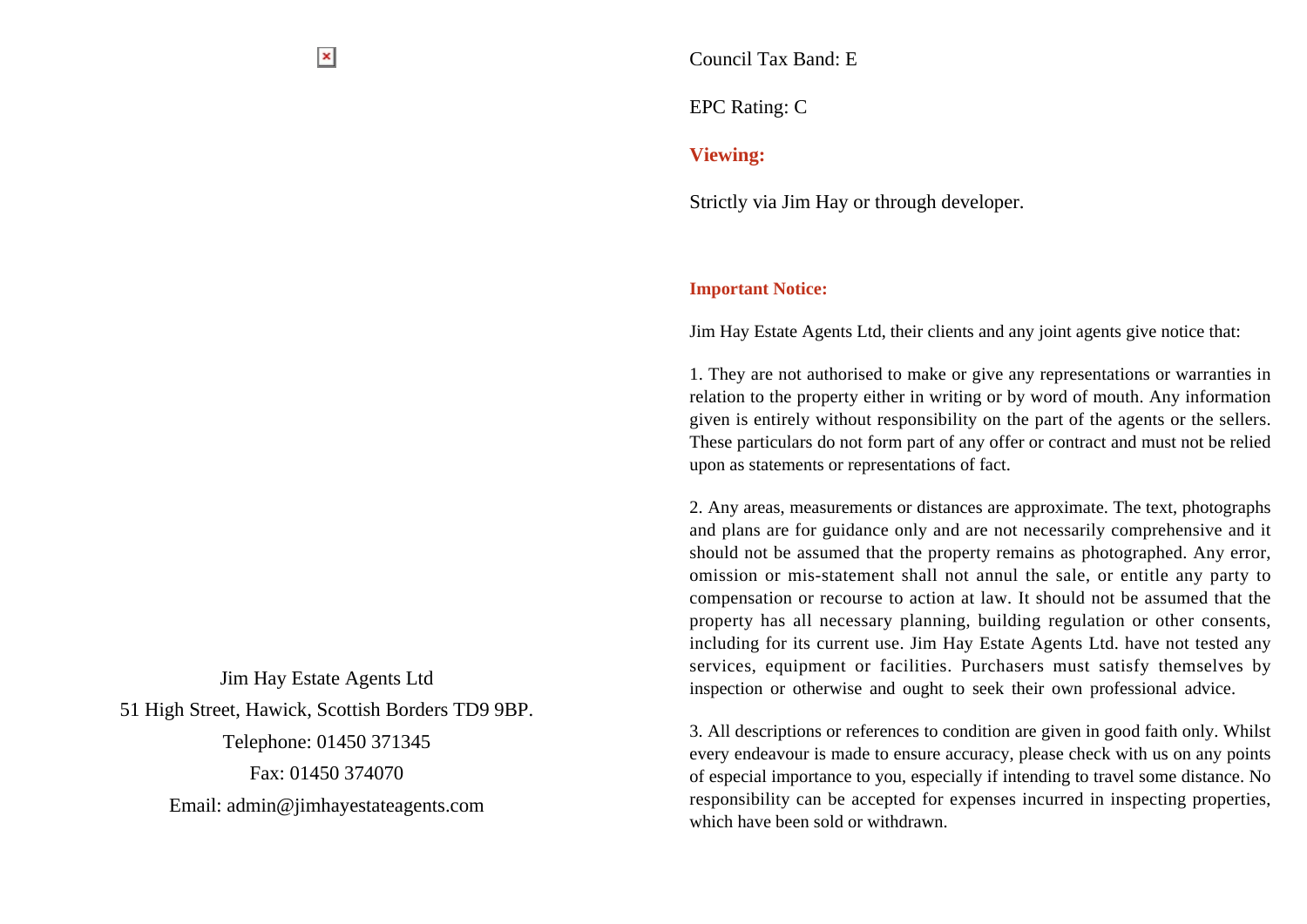Jim Hay Estate Agents Ltd

51 High Street, Hawick, Scottish Borders TD9 9BP.

Telephone: 01450 371345

Fax: 01450 374070

Email: admin@jimhayestateagents.com

Council Tax Band: E

EPC Rating: C

**Viewing:**

Strictly via Jim Hay or through developer.

**Important Notice:**

Jim Hay Estate Agents Ltd, their clients and any joint agents give notice that:

1. They are not authorised to make or give any representations or warranties in relation to the property either in writing or by word of mouth. Any information given is entirely without responsibility on the part of the agents or the sellers. These particulars do not form part of any offer or contract and must not be relied upon as statements or representations of fact.

2. Any areas, measurements or distances are approximate. The text, photographs and plans are for guidance only and are not necessarily comprehensive and it should not be assumed that the property remains as photographed. Any error, omission or mis-statement shall not annul the sale, or entitle any party to compensation or recourse to action at law. It should not be assumed that the property has all necessary planning, building regulation or other consents, including for its current use. Jim Hay Estate Agents Ltd. have not tested any services, equipment or facilities. Purchasers must satisfy themselves by inspection or otherwise and ought to seek their own professional advice.

3. All descriptions or references to condition are given in good faith only. Whilst every endeavour is made to ensure accuracy, please check with us on any points of especial importance to you, especially if intending to travel some distance. No responsibility can be accepted for expenses incurred in inspecting properties, which have been sold or withdrawn.